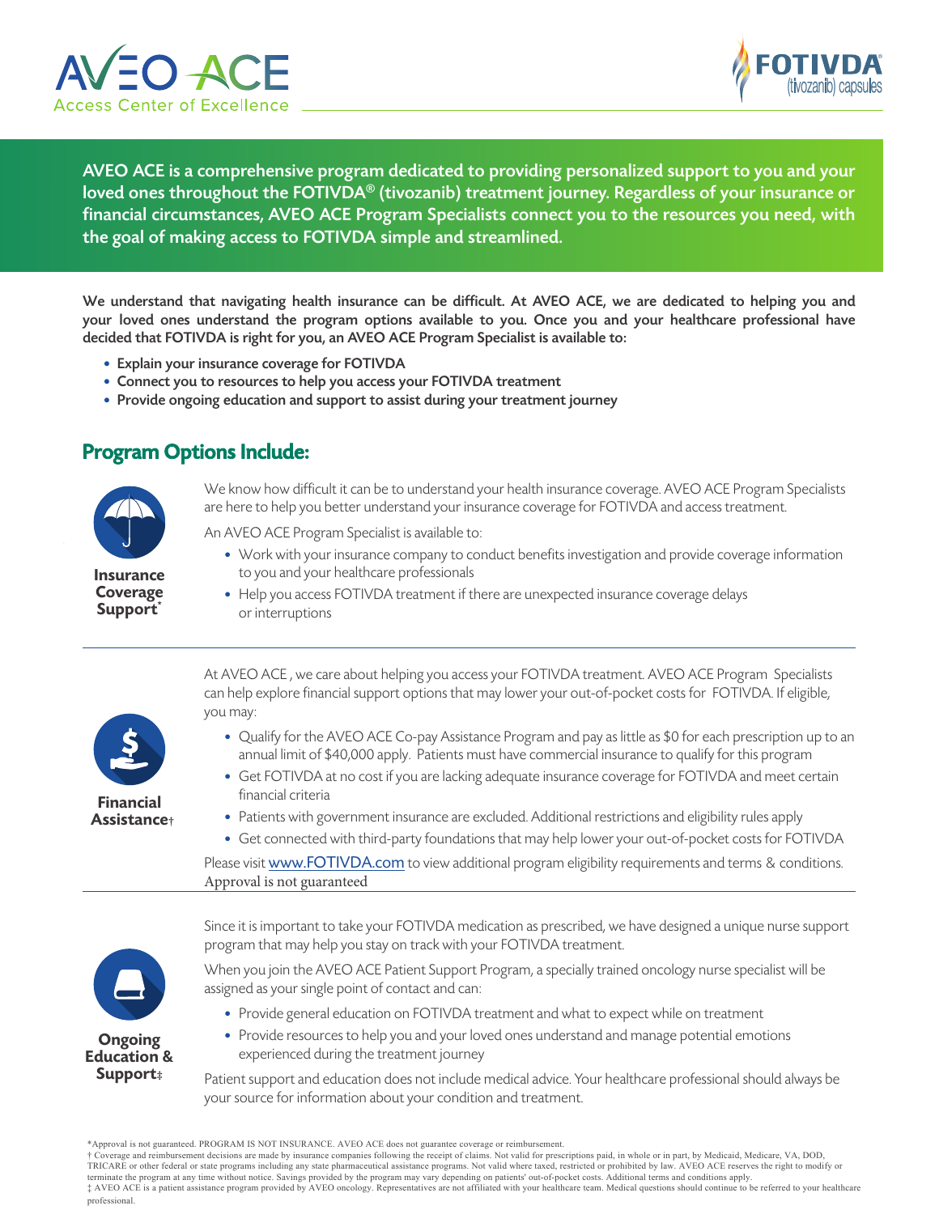# AVEO ACE

Access Center of Excellence

FOTIVDA® (tivozanib) capsules

**AVEO ACE is a comprehensive program dedicated to providing personalized support to you and your loved ones throughout the FOTIVDA® (tivozanib) treatment journey. Regardless of your insurance or financial circumstances, AVEO ACE Program Specialists connect you to the resources you need, with the goal of making access to FOTIVDA simple and streamlined.**

**We understand that navigating health insurance can be difficult. At AVEO ACE, we are dedicated to helping you and your loved ones understand the program options available to you. Once you and your healthcare professional have decided that FOTIVDA is right for you, an AVEO ACE Program Specialist is available to:**

- **Explain your insurance coverage for FOTIVDA**
- **Connect you to resources to help you access your FOTIVDA treatment**
- **Provide ongoing education and support to assist during your treatment journey**

## Program Options Include:

### Insurance Coverage Support*

We know how difficult it can be to understand your health insurance coverage. AVEO ACE Program Specialists are here to help you better understand your insurance coverage for FOTIVDA and access treatment.

An AVEO ACE Program Specialist is available to:

- Work with your insurance company to conduct benefits investigation and provide coverage information to you and your healthcare professionals
- Help you access FOTIVDA treatment if there are unexpected insurance coverage delays or interruptions

### Financial Assistance†

At AVEO ACE , we care about helping you access your FOTIVDA treatment. AVEO ACE Program Specialists can help explore financial support options that may lower your out-of-pocket costs for FOTIVDA. If eligible, you may:

- Qualify for the AVEO ACE Co-pay Assistance Program and pay as little as $0 for each prescription up to an annual limit of $40,000 apply. Patients must have commercial insurance to qualify for this program
- Get FOTIVDA at no cost if you are lacking adequate insurance coverage for FOTIVDA and meet certain financial criteria
- Patients with government insurance are excluded. Additional restrictions and eligibility rules apply
- Get connected with third-party foundations that may help lower your out-of-pocket costs for FOTIVDA

Please visit www.FOTIVDA.com to view additional program eligibility requirements and terms & conditions. Approval is not guaranteed

### Ongoing Education & Support‡

Since it is important to take your FOTIVDA medication as prescribed, we have designed a unique nurse support program that may help you stay on track with your FOTIVDA treatment.

When you join the AVEO ACE Patient Support Program, a specially trained oncology nurse specialist will be assigned as your single point of contact and can:

- Provide general education on FOTIVDA treatment and what to expect while on treatment
- Provide resources to help you and your loved ones understand and manage potential emotions experienced during the treatment journey

Patient support and education does not include medical advice. Your healthcare professional should always be your source for information about your condition and treatment.

*Approval is not guaranteed. PROGRAM IS NOT INSURANCE. AVEO ACE does not guarantee coverage or reimbursement.
† Coverage and reimbursement decisions are made by insurance companies following the receipt of claims. Not valid for prescriptions paid, in whole or in part, by Medicaid, Medicare, VA, DOD, TRICARE or other federal or state programs including any state pharmaceutical assistance programs. Not valid where taxed, restricted or prohibited by law. AVEO ACE reserves the right to modify or terminate the program at any time without notice. Savings provided by the program may vary depending on patients' out-of-pocket costs. Additional terms and conditions apply.
‡ AVEO ACE is a patient assistance program provided by AVEO oncology. Representatives are not affiliated with your healthcare team. Medical questions should continue to be referred to your healthcare professional.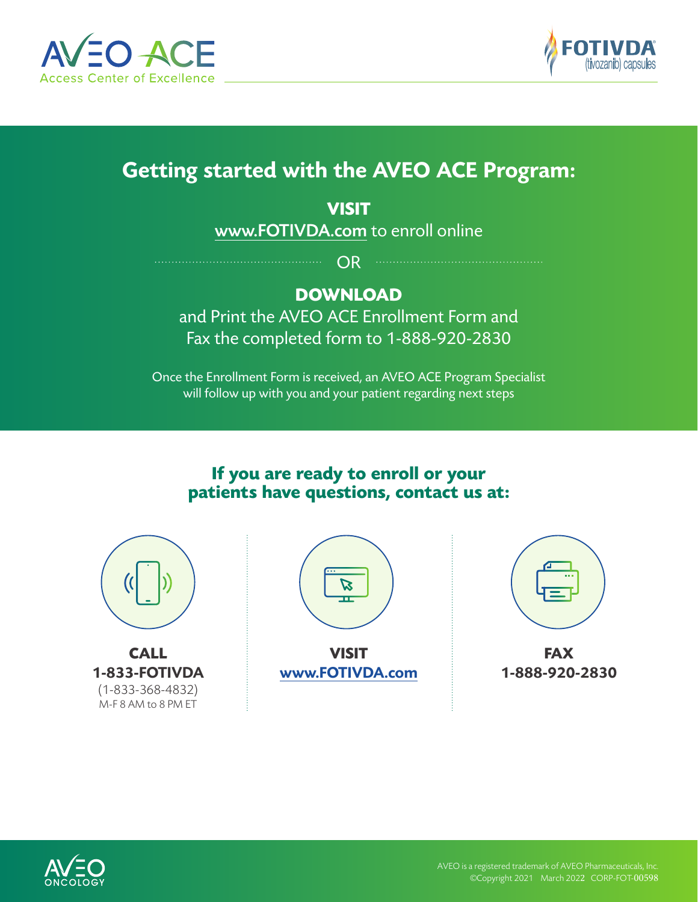AVEO ACE
Access Center of Excellence

FOTIVDA® (tivozanib) capsules

## Getting started with the AVEO ACE Program:

**VISIT**

www.FOTIVDA.com to enroll online

OR

**DOWNLOAD**

and Print the AVEO ACE Enrollment Form and Fax the completed form to 1-888-920-2830

Once the Enrollment Form is received, an AVEO ACE Program Specialist will follow up with you and your patient regarding next steps

### If you are ready to enroll or your patients have questions, contact us at:

**CALL**
**1-833-FOTIVDA**
(1-833-368-4832)
M-F 8 AM to 8 PM ET

**VISIT**
**www.FOTIVDA.com**

**FAX**
**1-888-920-2830**

AVEO ONCOLOGY

AVEO is a registered trademark of AVEO Pharmaceuticals, Inc.
©Copyright 2021 March 2022 CORP-FOT-00598